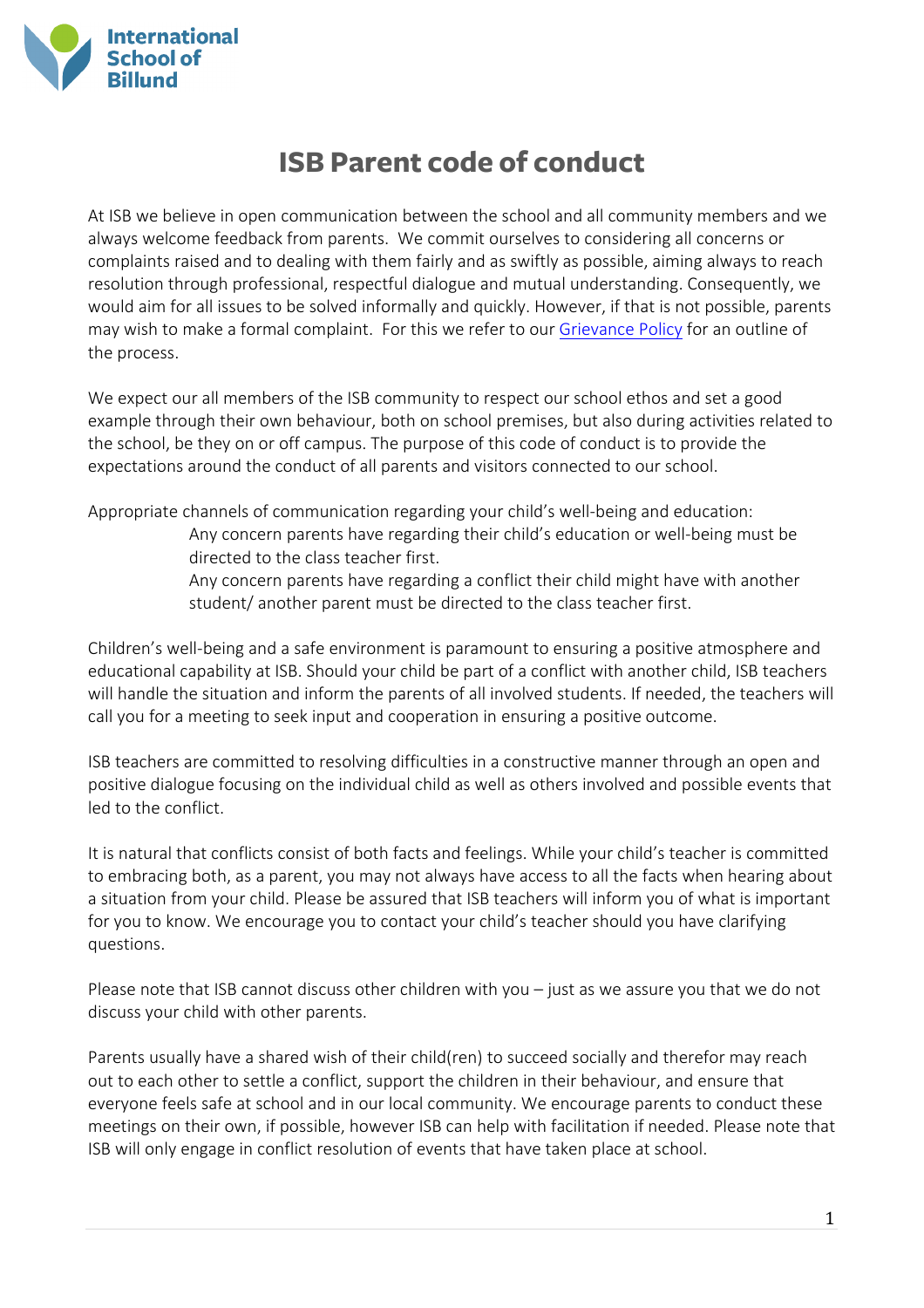# ISB Parent code of conduct

At ISB we believe in open communication between the school and all community members and we always welcome feedback from parents. We commit ourselves to considering all concerns or complaints raised and to dealing with them fairly and as swiftly as possible, aiming always to reach resolution through professional, respectful dialogue and mutual understanding. Consequently, we would aim for all issues to be solved informally and quickly. However, if that is not possible, parents may wish to make a formal complaint. For this we refer to our Grievance Policy for an outline of the process.

We expect our all members of the ISB community to respect our school ethos and set a good example through their own behaviour, both on school premises, but also during activities related to the school, be they on or off campus. The purpose of this code of conduct is to provide the expectations around the conduct of all parents and visitors connected to our school.

Appropriate channels of communication regarding your child's well-being and education:

Any concern parents have regarding their child's education or well-being must be directed to the class teacher first.

Any concern parents have regarding a conflict their child might have with another student/ another parent must be directed to the class teacher first.

Children's well-being and a safe environment is paramount to ensuring a positive atmosphere and educational capability at ISB. Should your child be part of a conflict with another child, ISB teachers will handle the situation and inform the parents of all involved students. If needed, the teachers will call you for a meeting to seek input and cooperation in ensuring a positive outcome.

ISB teachers are committed to resolving difficulties in a constructive manner through an open and positive dialogue focusing on the individual child as well as others involved and possible events that led to the conflict.

It is natural that conflicts consist of both facts and feelings. While your child's teacher is committed to embracing both, as a parent, you may not always have access to all the facts when hearing about a situation from your child. Please be assured that ISB teachers will inform you of what is important for you to know. We encourage you to contact your child's teacher should you have clarifying questions.

Please note that ISB cannot discuss other children with you – just as we assure you that we do not discuss your child with other parents.

Parents usually have a shared wish of their child(ren) to succeed socially and therefor may reach out to each other to settle a conflict, support the children in their behaviour, and ensure that everyone feels safe at school and in our local community. We encourage parents to conduct these meetings on their own, if possible, however ISB can help with facilitation if needed. Please note that ISB will only engage in conflict resolution of events that have taken place at school.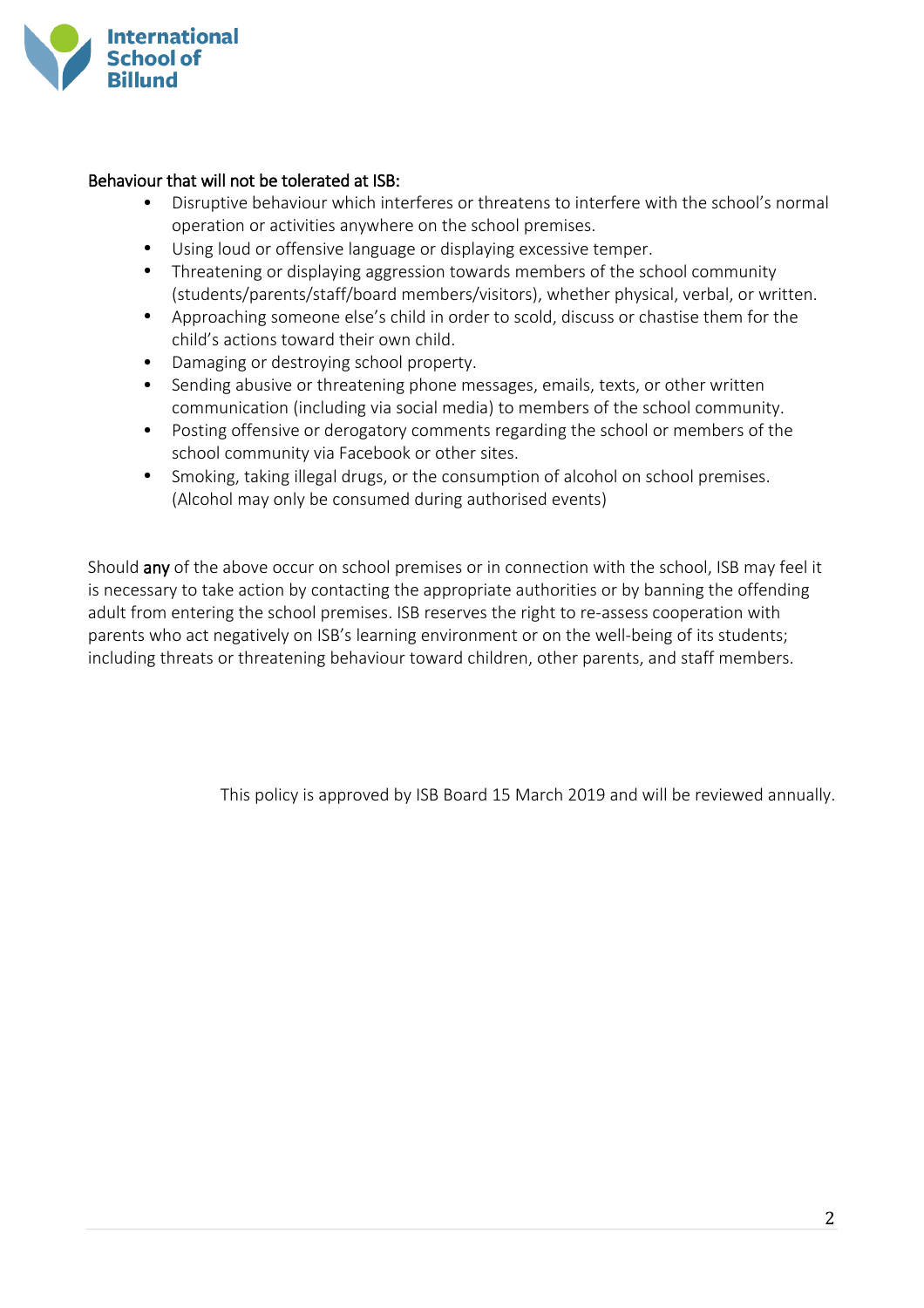Behaviour that will not be tolerated at ISB:

- Disruptive behaviour which interferes or threatens to interfere with the school's normal operation or activities anywhere on the school premises.
- Using loud or offensive language or displaying excessive temper.
- Threatening or displaying aggression towards members of the school community (students/parents/staff/board members/visitors), whether physical, verbal, or written.
- Approaching someone else's child in order to scold, discuss or chastise them for the child's actions toward their own child.
- Damaging or destroying school property.
- Sending abusive or threatening phone messages, emails, texts, or other written communication (including via social media) to members of the school community.
- Posting offensive or derogatory comments regarding the school or members of the school community via Facebook or other sites.
- Smoking, taking illegal drugs, or the consumption of alcohol on school premises. (Alcohol may only be consumed during authorised events)

Should **any** of the above occur on school premises or in connection with the school, ISB may feel it is necessary to take action by contacting the appropriate authorities or by banning the offending adult from entering the school premises. ISB reserves the right to re-assess cooperation with parents who act negatively on ISB's learning environment or on the well-being of its students; including threats or threatening behaviour toward children, other parents, and staff members.

This policy is approved by ISB Board 15 March 2019 and will be reviewed annually.